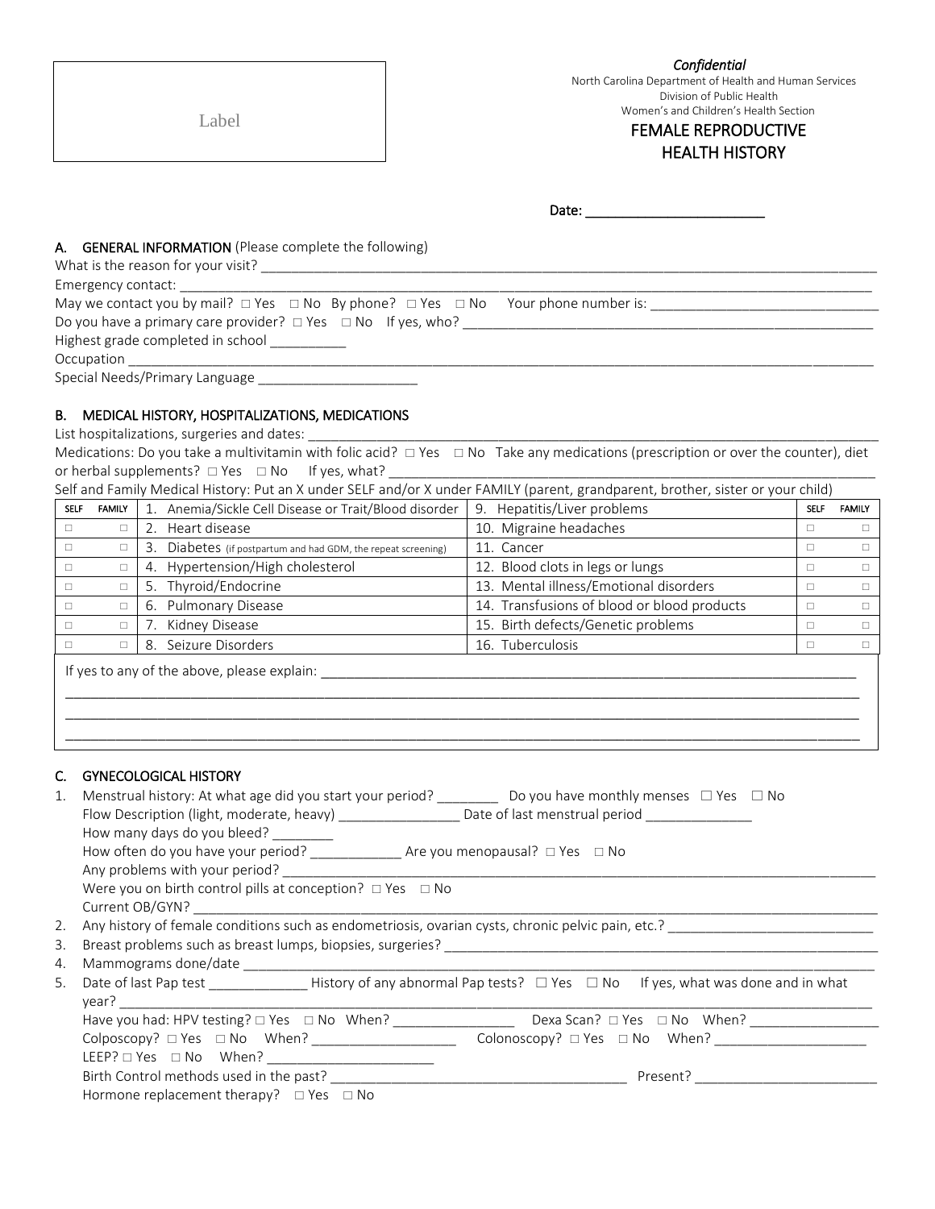Label

*Confidential*

North Carolina Department of Health and Human Services
Division of Public Health
Women's and Children's Health Section

# FEMALE REPRODUCTIVE HEALTH HISTORY

Date: ________________________

## A. GENERAL INFORMATION (Please complete the following)

What is the reason for your visit? ____________________________________________

Emergency contact: ____________________________________________

May we contact you by mail? ☐ Yes ☐ No By phone? ☐ Yes ☐ No Your phone number is: ______________________________

Do you have a primary care provider? ☐ Yes ☐ No If yes, who? ____________________________________________

Highest grade completed in school __________

Occupation ____________________________________________

Special Needs/Primary Language _____________________

## B. MEDICAL HISTORY, HOSPITALIZATIONS, MEDICATIONS

List hospitalizations, surgeries and dates: ____________________________________________

Medications: Do you take a multivitamin with folic acid? ☐ Yes ☐ No Take any medications (prescription or over the counter), diet or herbal supplements? ☐ Yes ☐ No If yes, what? ____________________________________________

Self and Family Medical History: Put an X under SELF and/or X under FAMILY (parent, grandparent, brother, sister or your child)

| SELF | FAMILY | | | SELF | FAMILY |
|---|---|---|---|---|---|
| ☐ | ☐ | 1. Anemia/Sickle Cell Disease or Trait/Blood disorder | 9. Hepatitis/Liver problems | ☐ | ☐ |
| ☐ | ☐ | 2. Heart disease | 10. Migraine headaches | ☐ | ☐ |
| ☐ | ☐ | 3. Diabetes (if postpartum and had GDM, the repeat screening) | 11. Cancer | ☐ | ☐ |
| ☐ | ☐ | 4. Hypertension/High cholesterol | 12. Blood clots in legs or lungs | ☐ | ☐ |
| ☐ | ☐ | 5. Thyroid/Endocrine | 13. Mental illness/Emotional disorders | ☐ | ☐ |
| ☐ | ☐ | 6. Pulmonary Disease | 14. Transfusions of blood or blood products | ☐ | ☐ |
| ☐ | ☐ | 7. Kidney Disease | 15. Birth defects/Genetic problems | ☐ | ☐ |
| ☐ | ☐ | 8. Seizure Disorders | 16. Tuberculosis | ☐ | ☐ |

If yes to any of the above, please explain: ____________________________________________

____________________________________________

____________________________________________

____________________________________________

## C. GYNECOLOGICAL HISTORY

1. Menstrual history: At what age did you start your period? ________ Do you have monthly menses ☐ Yes ☐ No
   Flow Description (light, moderate, heavy) ________________ Date of last menstrual period ______________
   How many days do you bleed? ________
   How often do you have your period? ____________ Are you menopausal? ☐ Yes ☐ No
   Any problems with your period? ____________________________________________
   Were you on birth control pills at conception? ☐ Yes ☐ No
   Current OB/GYN? ____________________________________________
2. Any history of female conditions such as endometriosis, ovarian cysts, chronic pelvic pain, etc.? ___________________________
3. Breast problems such as breast lumps, biopsies, surgeries? ____________________________________________
4. Mammograms done/date ____________________________________________
5. Date of last Pap test _____________ History of any abnormal Pap tests? ☐ Yes ☐ No If yes, what was done and in what year? ____________________________________________
   Have you had: HPV testing? ☐ Yes ☐ No When? ________________ Dexa Scan? ☐ Yes ☐ No When? _________________
   Colposcopy? ☐ Yes ☐ No When? ___________________ Colonoscopy? ☐ Yes ☐ No When? ____________________
   LEEP? ☐ Yes ☐ No When? ______________________
   Birth Control methods used in the past? _______________________________________ Present? ________________________
   Hormone replacement therapy? ☐ Yes ☐ No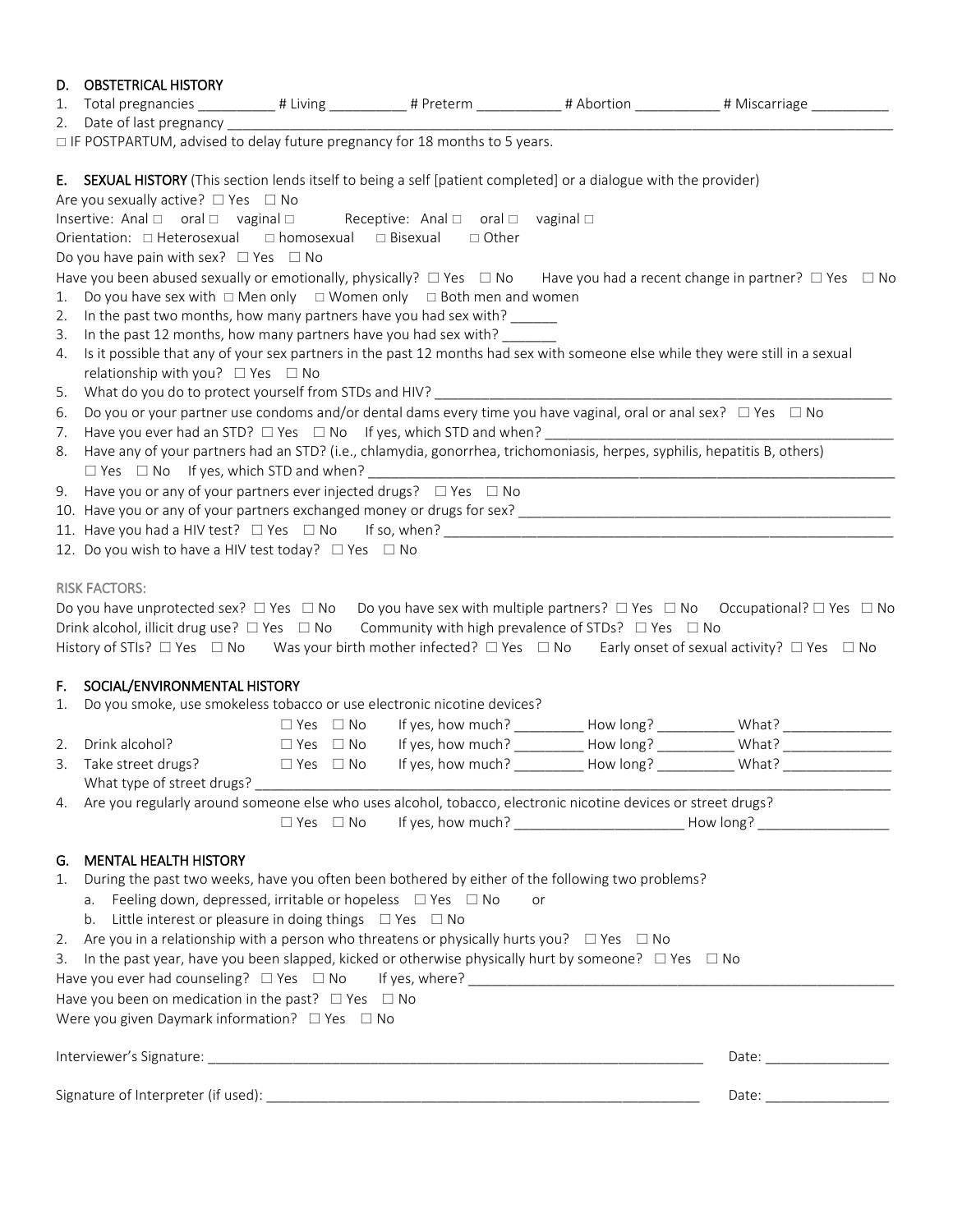## D. OBSTETRICAL HISTORY

1. Total pregnancies __________ # Living __________ # Preterm ___________ # Abortion ___________ # Miscarriage __________
2. Date of last pregnancy ______________________________________________________________________________

□ IF POSTPARTUM, advised to delay future pregnancy for 18 months to 5 years.

## E. SEXUAL HISTORY (This section lends itself to being a self [patient completed] or a dialogue with the provider)

Are you sexually active? □ Yes □ No

Insertive: Anal □ oral □ vaginal □ Receptive: Anal □ oral □ vaginal □

Orientation: □ Heterosexual □ homosexual □ Bisexual □ Other

Do you have pain with sex? □ Yes □ No

Have you been abused sexually or emotionally, physically? □ Yes □ No Have you had a recent change in partner? □ Yes □ No

1. Do you have sex with □ Men only □ Women only □ Both men and women
2. In the past two months, how many partners have you had sex with? ______
3. In the past 12 months, how many partners have you had sex with? _______
4. Is it possible that any of your sex partners in the past 12 months had sex with someone else while they were still in a sexual relationship with you? □ Yes □ No
5. What do you do to protect yourself from STDs and HIV? ______________________________________________________
6. Do you or your partner use condoms and/or dental dams every time you have vaginal, oral or anal sex? □ Yes □ No
7. Have you ever had an STD? □ Yes □ No If yes, which STD and when? ________________________________________
8. Have any of your partners had an STD? (i.e., chlamydia, gonorrhea, trichomoniasis, herpes, syphilis, hepatitis B, others) □ Yes □ No If yes, which STD and when? _______________________________________________________________
9. Have you or any of your partners ever injected drugs? □ Yes □ No
10. Have you or any of your partners exchanged money or drugs for sex? ____________________________________________
11. Have you had a HIV test? □ Yes □ No If so, when? ______________________________________________________
12. Do you wish to have a HIV test today? □ Yes □ No

RISK FACTORS:

Do you have unprotected sex? □ Yes □ No Do you have sex with multiple partners? □ Yes □ No Occupational? □ Yes □ No

Drink alcohol, illicit drug use? □ Yes □ No Community with high prevalence of STDs? □ Yes □ No

History of STIs? □ Yes □ No Was your birth mother infected? □ Yes □ No Early onset of sexual activity? □ Yes □ No

## F. SOCIAL/ENVIRONMENTAL HISTORY

1. Do you smoke, use smokeless tobacco or use electronic nicotine devices?
   □ Yes □ No If yes, how much? _________ How long? __________ What? ______________
2. Drink alcohol? □ Yes □ No If yes, how much? _________ How long? __________ What? ______________
3. Take street drugs? □ Yes □ No If yes, how much? _________ How long? __________ What? ______________
   What type of street drugs? ___________________________________________________________________________
4. Are you regularly around someone else who uses alcohol, tobacco, electronic nicotine devices or street drugs?
   □ Yes □ No If yes, how much? _____________________ How long? _________________

## G. MENTAL HEALTH HISTORY

1. During the past two weeks, have you often been bothered by either of the following two problems?
   a. Feeling down, depressed, irritable or hopeless □ Yes □ No or
   b. Little interest or pleasure in doing things □ Yes □ No
2. Are you in a relationship with a person who threatens or physically hurts you? □ Yes □ No
3. In the past year, have you been slapped, kicked or otherwise physically hurt by someone? □ Yes □ No

Have you ever had counseling? □ Yes □ No If yes, where? ________________________________________________________

Have you been on medication in the past? □ Yes □ No

Were you given Daymark information? □ Yes □ No

Interviewer's Signature: ______________________________________________________________ Date: ________________

Signature of Interpreter (if used): ______________________________________________________ Date: ________________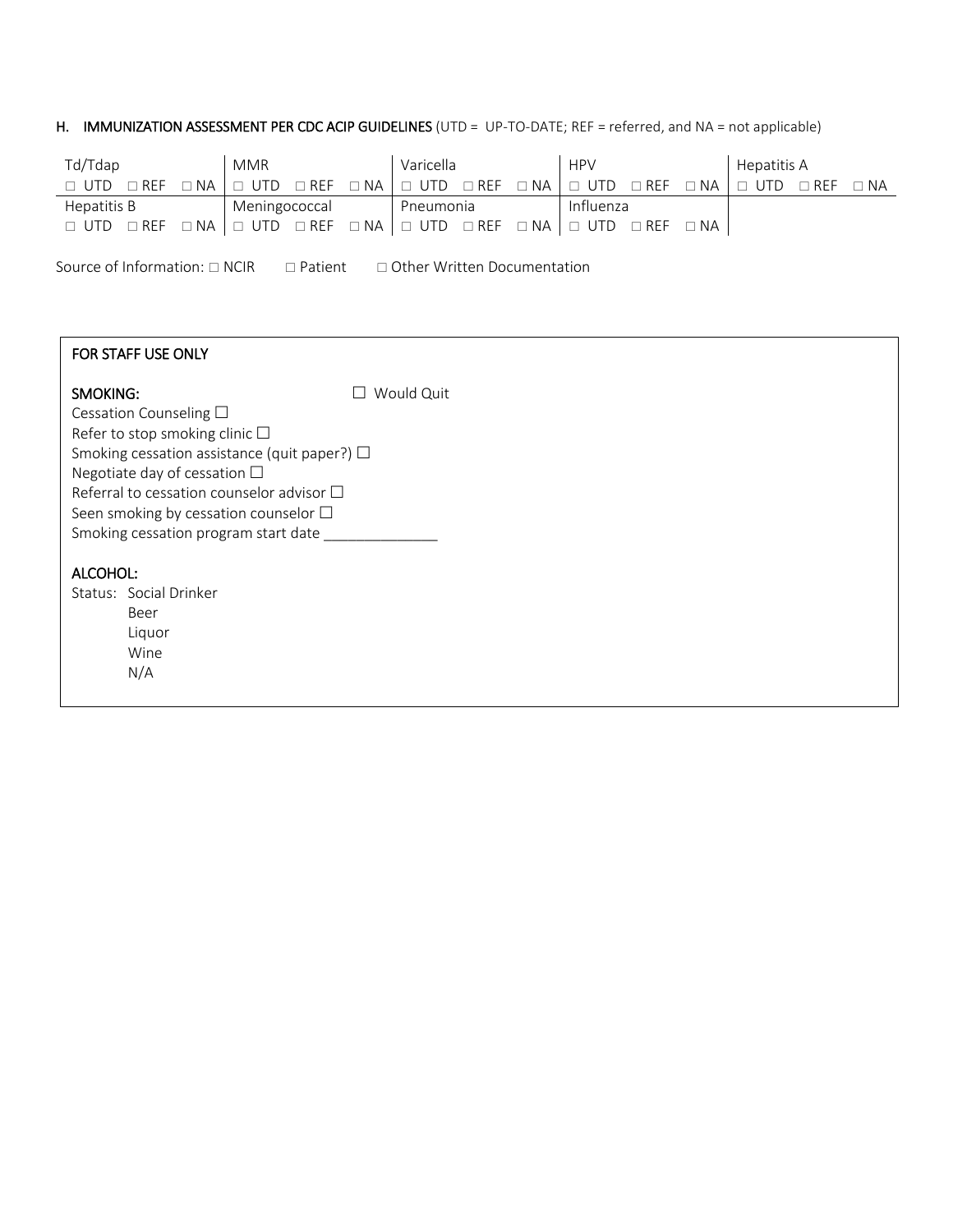**H. IMMUNIZATION ASSESSMENT PER CDC ACIP GUIDELINES** (UTD = UP-TO-DATE; REF = referred, and NA = not applicable)

| | | | | |
|---|---|---|---|---|
| Td/Tdap<br>□ UTD □ REF □ NA | MMR<br>□ UTD □ REF □ NA | Varicella<br>□ UTD □ REF □ NA | HPV<br>□ UTD □ REF □ NA | Hepatitis A<br>□ UTD □ REF □ NA |
| Hepatitis B<br>□ UTD □ REF □ NA | Meningococcal<br>□ UTD □ REF □ NA | Pneumonia<br>□ UTD □ REF □ NA | Influenza<br>□ UTD □ REF □ NA | |

Source of Information: □ NCIR □ Patient □ Other Written Documentation

**FOR STAFF USE ONLY**

**SMOKING:** ☐ Would Quit

Cessation Counseling ☐
Refer to stop smoking clinic ☐
Smoking cessation assistance (quit paper?) ☐
Negotiate day of cessation ☐
Referral to cessation counselor advisor ☐
Seen smoking by cessation counselor ☐
Smoking cessation program start date ______________

**ALCOHOL:**

Status: Social Drinker
Beer
Liquor
Wine
N/A